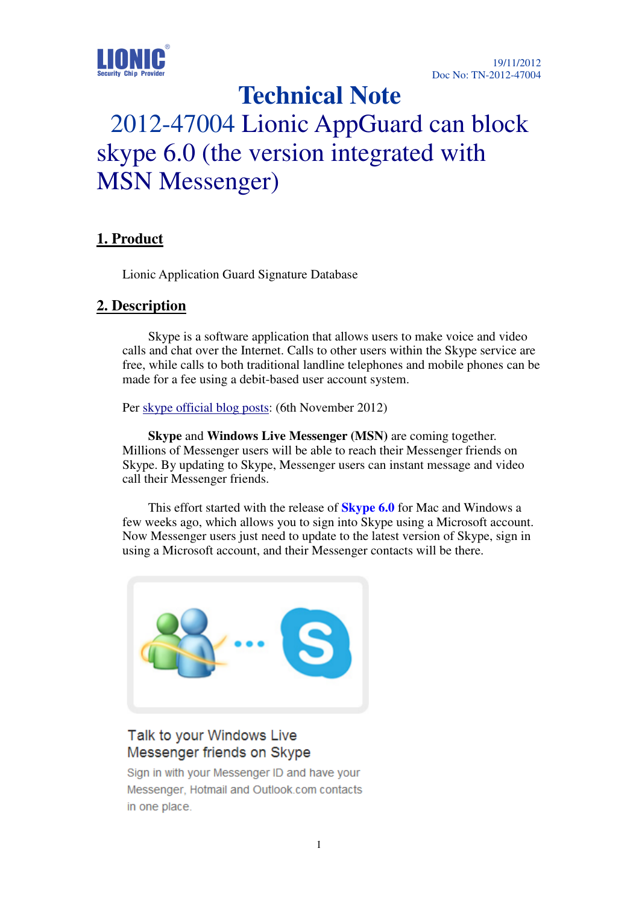LIONIC Security Chip Provider

19/11/2012
Doc No: TN-2012-47004

# Technical Note

# 2012-47004 Lionic AppGuard can block skype 6.0 (the version integrated with MSN Messenger)

## 1. Product

Lionic Application Guard Signature Database

## 2. Description

Skype is a software application that allows users to make voice and video calls and chat over the Internet. Calls to other users within the Skype service are free, while calls to both traditional landline telephones and mobile phones can be made for a fee using a debit-based user account system.

Per skype official blog posts: (6th November 2012)

**Skype** and **Windows Live Messenger (MSN)** are coming together. Millions of Messenger users will be able to reach their Messenger friends on Skype. By updating to Skype, Messenger users can instant message and video call their Messenger friends.

This effort started with the release of **Skype 6.0** for Mac and Windows a few weeks ago, which allows you to sign into Skype using a Microsoft account. Now Messenger users just need to update to the latest version of Skype, sign in using a Microsoft account, and their Messenger contacts will be there.

Talk to your Windows Live Messenger friends on Skype

Sign in with your Messenger ID and have your Messenger, Hotmail and Outlook.com contacts in one place.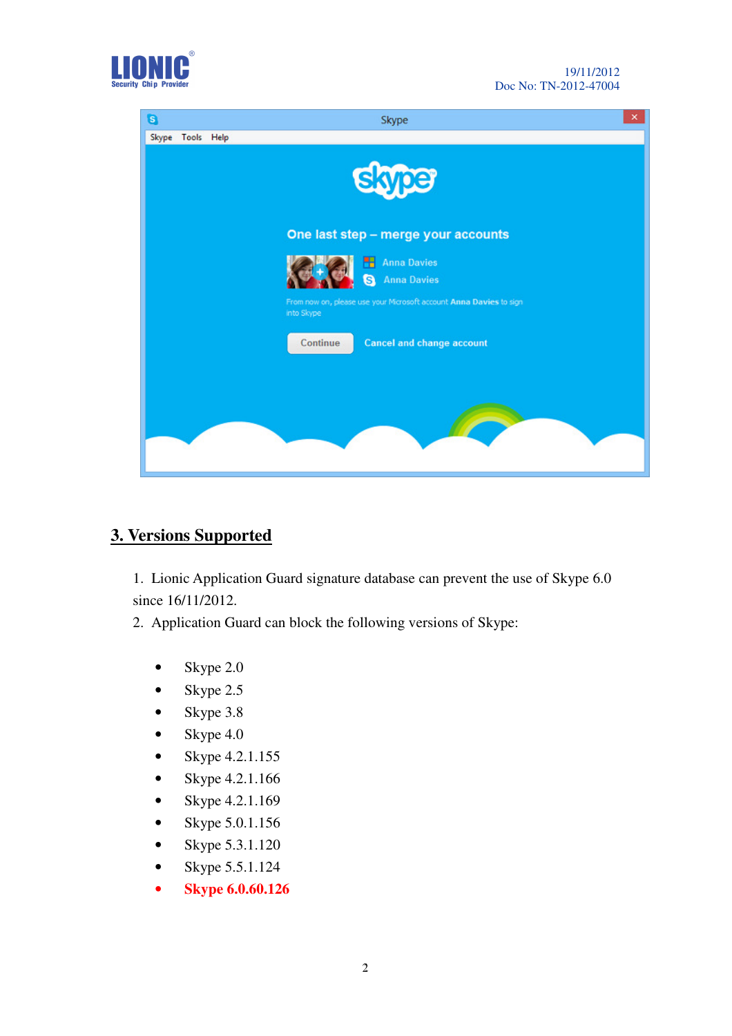## 3. Versions Supported

1. Lionic Application Guard signature database can prevent the use of Skype 6.0 since 16/11/2012.
2. Application Guard can block the following versions of Skype:

- Skype 2.0
- Skype 2.5
- Skype 3.8
- Skype 4.0
- Skype 4.2.1.155
- Skype 4.2.1.166
- Skype 4.2.1.169
- Skype 5.0.1.156
- Skype 5.3.1.120
- Skype 5.5.1.124
- **Skype 6.0.60.126**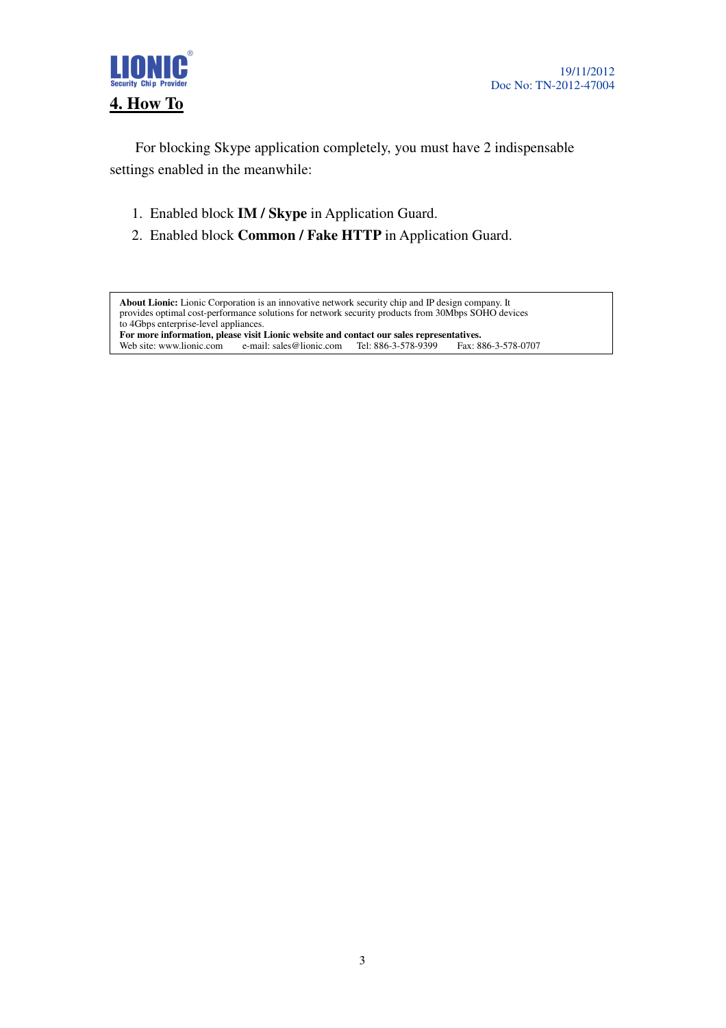## 4. How To

For blocking Skype application completely, you must have 2 indispensable settings enabled in the meanwhile:

1. Enabled block **IM / Skype** in Application Guard.
2. Enabled block **Common / Fake HTTP** in Application Guard.

**About Lionic:** Lionic Corporation is an innovative network security chip and IP design company. It provides optimal cost-performance solutions for network security products from 30Mbps SOHO devices to 4Gbps enterprise-level appliances.
**For more information, please visit Lionic website and contact our sales representatives.**
Web site: www.lionic.com e-mail: sales@lionic.com Tel: 886-3-578-9399 Fax: 886-3-578-0707